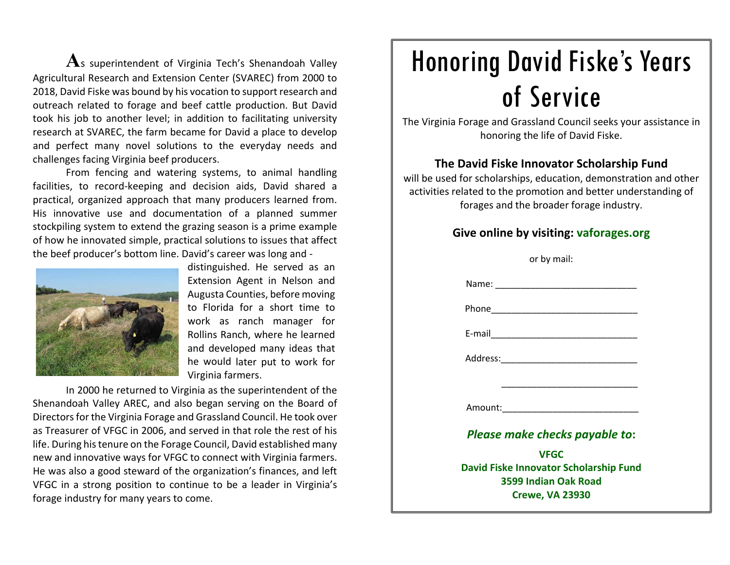As superintendent of Virginia Tech's Shenandoah Valley Agricultural Research and Extension Center (SVAREC) from 2000 to 2018, David Fiske was bound by his vocation to support research and outreach related to forage and beef cattle production. But David took his job to another level; in addition to facilitating university research at SVAREC, the farm became for David a place to develop and perfect many novel solutions to the everyday needs and challenges facing Virginia beef producers.

From fencing and watering systems, to animal handling facilities, to record-keeping and decision aids, David shared a practical, organized approach that many producers learned from. His innovative use and documentation of a planned summer stockpiling system to extend the grazing season is a prime example of how he innovated simple, practical solutions to issues that affect the beef producer's bottom line. David's career was long and distinguished. He served as an Extension Agent in Nelson and Augusta Counties, before moving to Florida for a short time to work as ranch manager for Rollins Ranch, where he learned and developed many ideas that he would later put to work for Virginia farmers.

In 2000 he returned to Virginia as the superintendent of the Shenandoah Valley AREC, and also began serving on the Board of Directors for the Virginia Forage and Grassland Council. He took over as Treasurer of VFGC in 2006, and served in that role the rest of his life. During his tenure on the Forage Council, David established many new and innovative ways for VFGC to connect with Virginia farmers. He was also a good steward of the organization's finances, and left VFGC in a strong position to continue to be a leader in Virginia's forage industry for many years to come.

# Honoring David Fiske's Years of Service

The Virginia Forage and Grassland Council seeks your assistance in honoring the life of David Fiske.

### The David Fiske Innovator Scholarship Fund

will be used for scholarships, education, demonstration and other activities related to the promotion and better understanding of forages and the broader forage industry.

**Give online by visiting: vaforages.org**

or by mail:

Name: ____________________________

Phone____________________________

E-mail____________________________

Address:__________________________

__________________________

Amount:__________________________

***Please make checks payable to*:**

**VFGC**
**David Fiske Innovator Scholarship Fund**
**3599 Indian Oak Road**
**Crewe, VA 23930**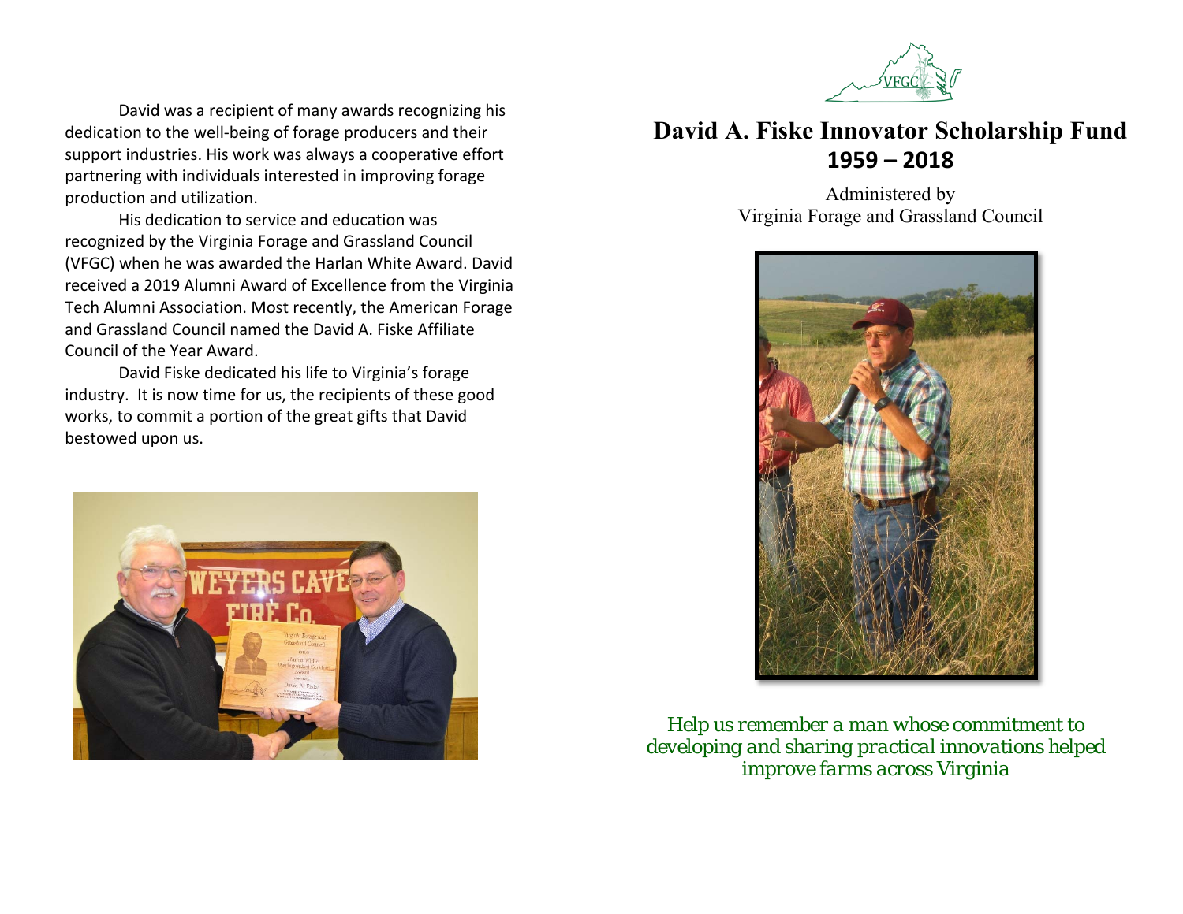David was a recipient of many awards recognizing his dedication to the well-being of forage producers and their support industries. His work was always a cooperative effort partnering with individuals interested in improving forage production and utilization.

His dedication to service and education was recognized by the Virginia Forage and Grassland Council (VFGC) when he was awarded the Harlan White Award. David received a 2019 Alumni Award of Excellence from the Virginia Tech Alumni Association. Most recently, the American Forage and Grassland Council named the David A. Fiske Affiliate Council of the Year Award.

David Fiske dedicated his life to Virginia's forage industry. It is now time for us, the recipients of these good works, to commit a portion of the great gifts that David bestowed upon us.

# David A. Fiske Innovator Scholarship Fund

## 1959 – 2018

Administered by
Virginia Forage and Grassland Council

*Help us remember a man whose commitment to developing and sharing practical innovations helped improve farms across Virginia*